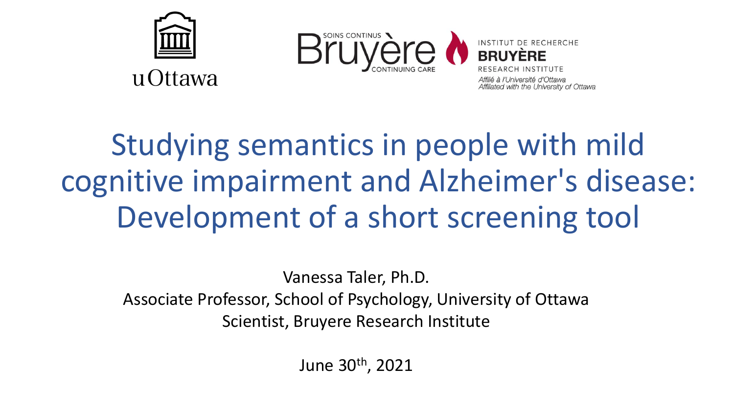uOttawa

SOINS CONTINUS Bruyère CONTINUING CARE

INSTITUT DE RECHERCHE BRUYÈRE RESEARCH INSTITUTE

*Affilié à l'Université d'Ottawa*
*Affiliated with the University of Ottawa*

# Studying semantics in people with mild cognitive impairment and Alzheimer's disease: Development of a short screening tool

Vanessa Taler, Ph.D.
Associate Professor, School of Psychology, University of Ottawa
Scientist, Bruyere Research Institute

June 30th, 2021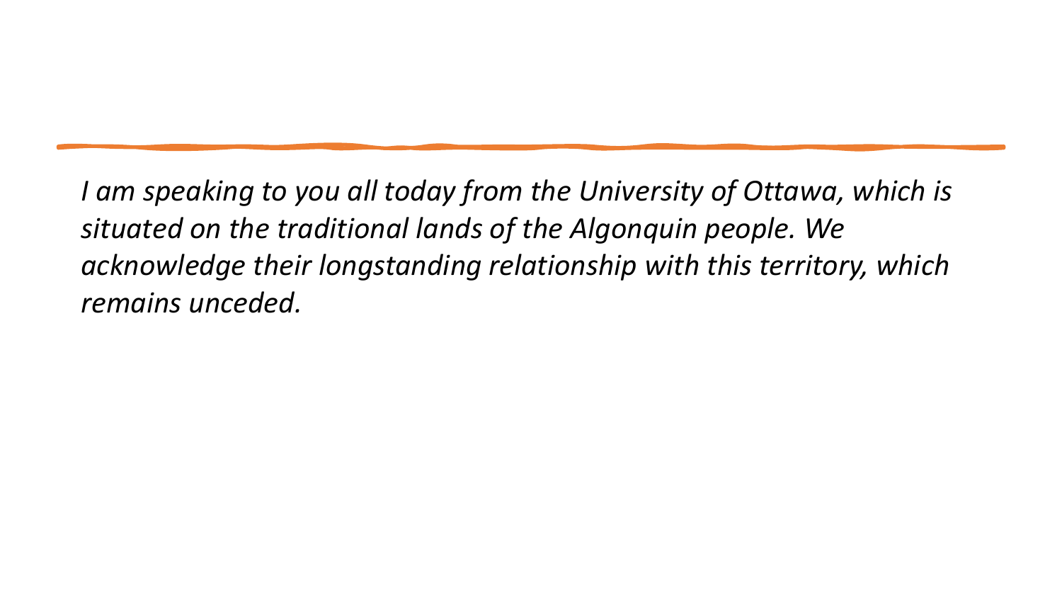*I am speaking to you all today from the University of Ottawa, which is situated on the traditional lands of the Algonquin people. We acknowledge their longstanding relationship with this territory, which remains unceded.*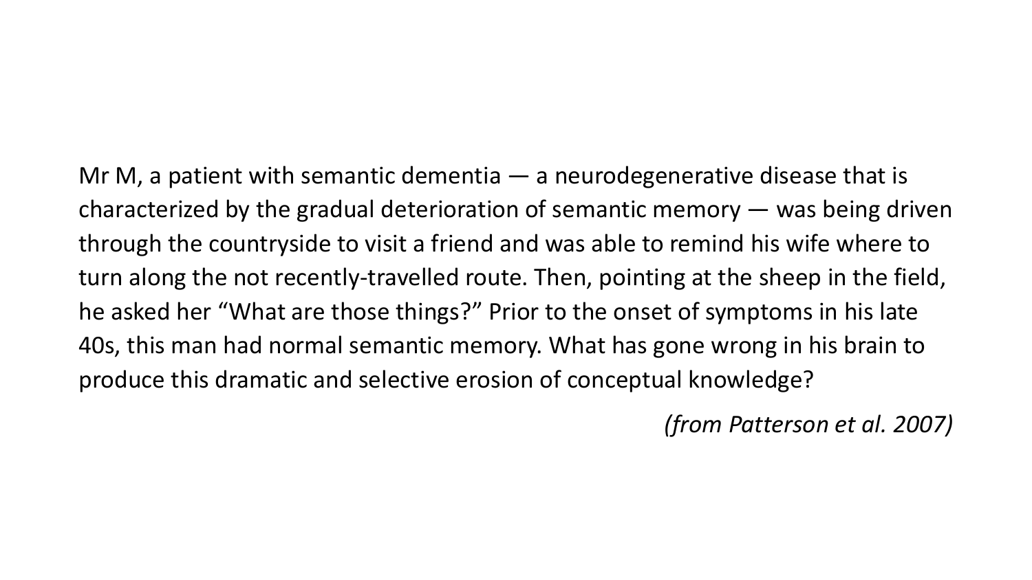Mr M, a patient with semantic dementia — a neurodegenerative disease that is characterized by the gradual deterioration of semantic memory — was being driven through the countryside to visit a friend and was able to remind his wife where to turn along the not recently-travelled route. Then, pointing at the sheep in the field, he asked her "What are those things?" Prior to the onset of symptoms in his late 40s, this man had normal semantic memory. What has gone wrong in his brain to produce this dramatic and selective erosion of conceptual knowledge?

*(from Patterson et al. 2007)*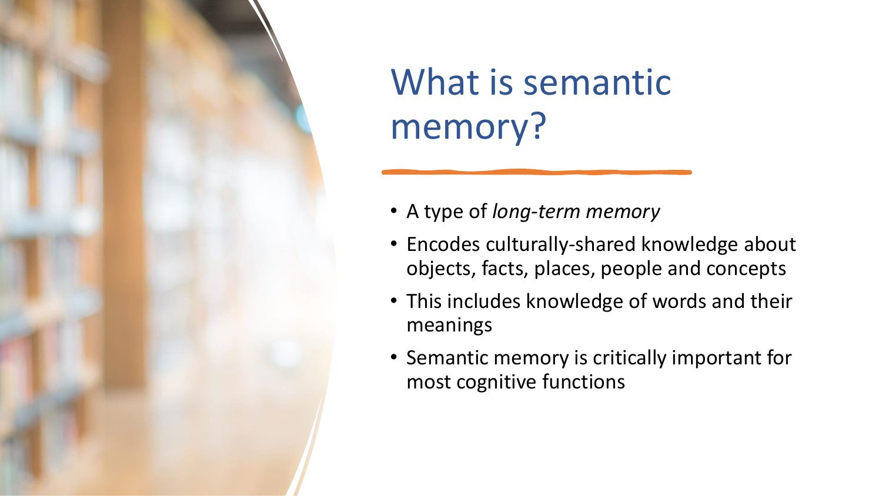# What is semantic memory?

- A type of *long-term memory*
- Encodes culturally-shared knowledge about objects, facts, places, people and concepts
- This includes knowledge of words and their meanings
- Semantic memory is critically important for most cognitive functions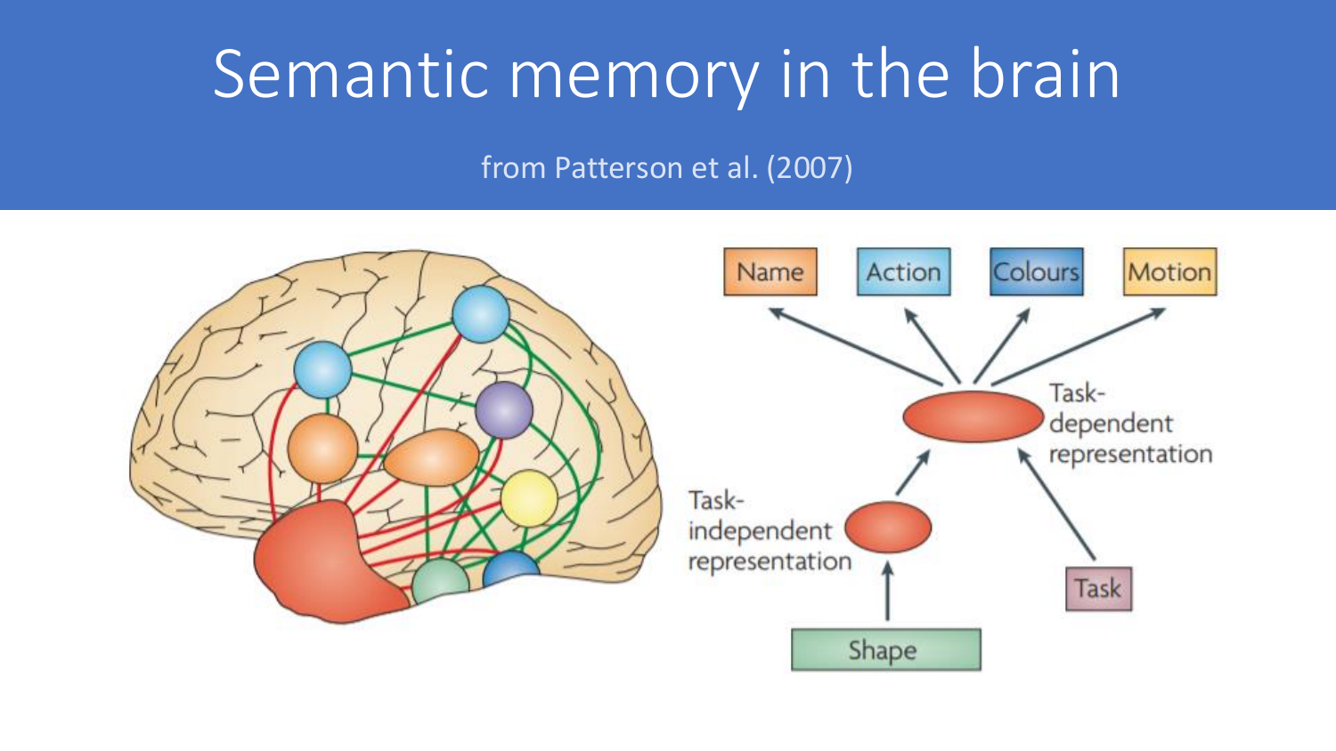# Semantic memory in the brain

from Patterson et al. (2007)

Name

Action

Colours

Motion

Task-dependent representation

Task-independent representation

Task

Shape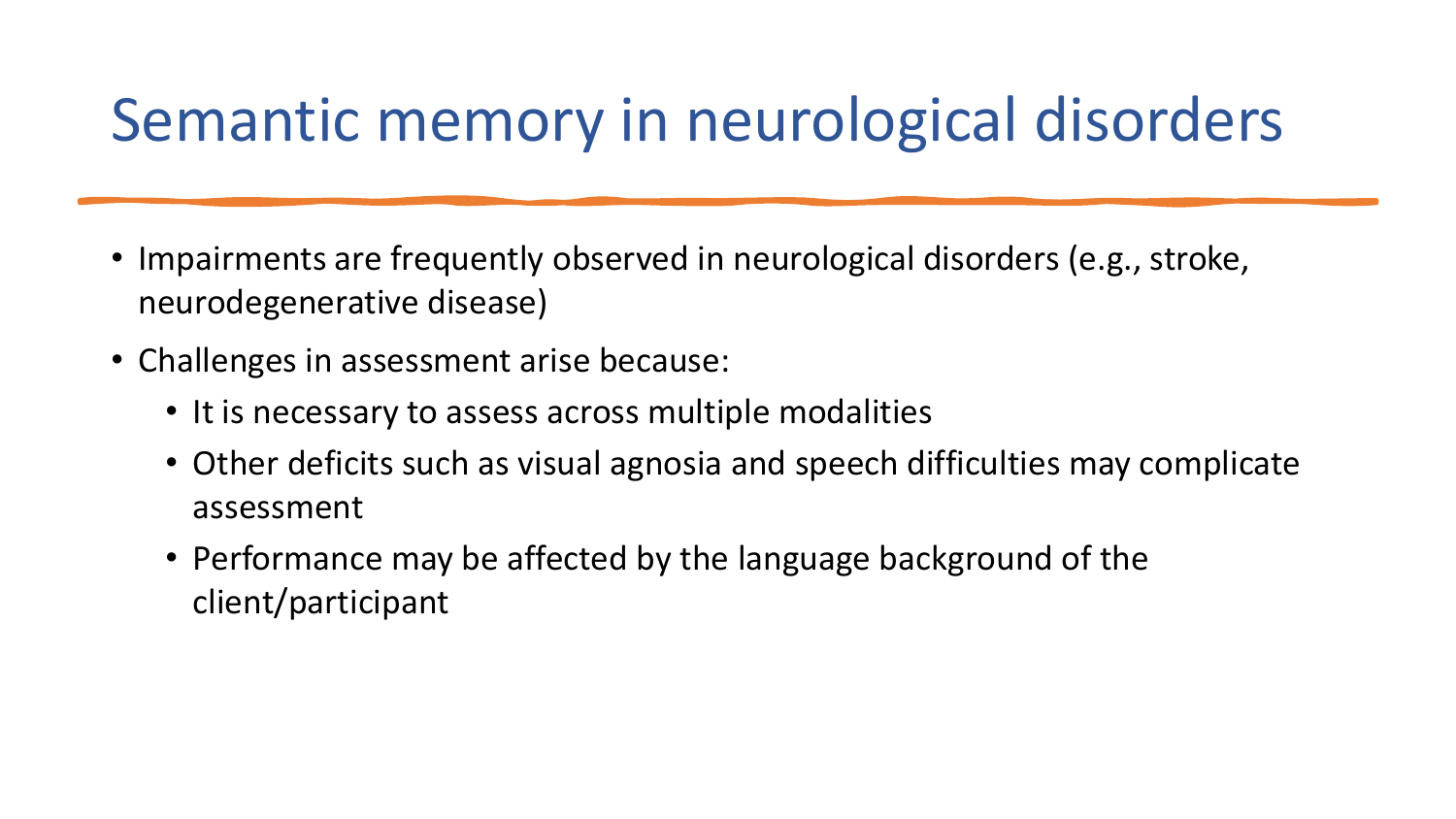# Semantic memory in neurological disorders

- Impairments are frequently observed in neurological disorders (e.g., stroke, neurodegenerative disease)
- Challenges in assessment arise because:
  - It is necessary to assess across multiple modalities
  - Other deficits such as visual agnosia and speech difficulties may complicate assessment
  - Performance may be affected by the language background of the client/participant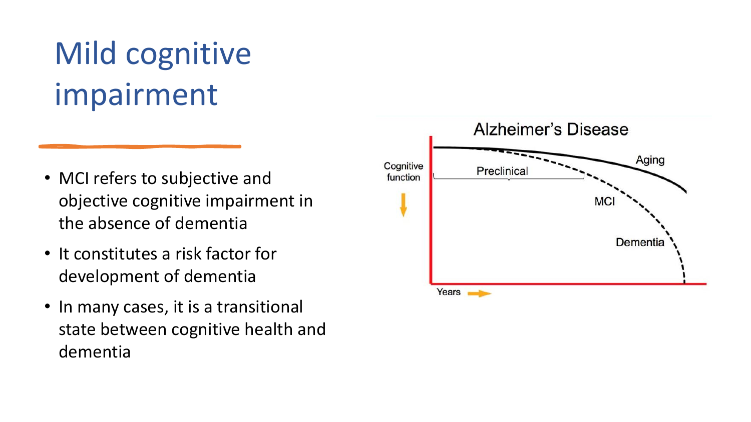# Mild cognitive impairment

- MCI refers to subjective and objective cognitive impairment in the absence of dementia
- It constitutes a risk factor for development of dementia
- In many cases, it is a transitional state between cognitive health and dementia

Alzheimer's Disease

Cognitive function

Preclinical

Aging

MCI

Dementia

Years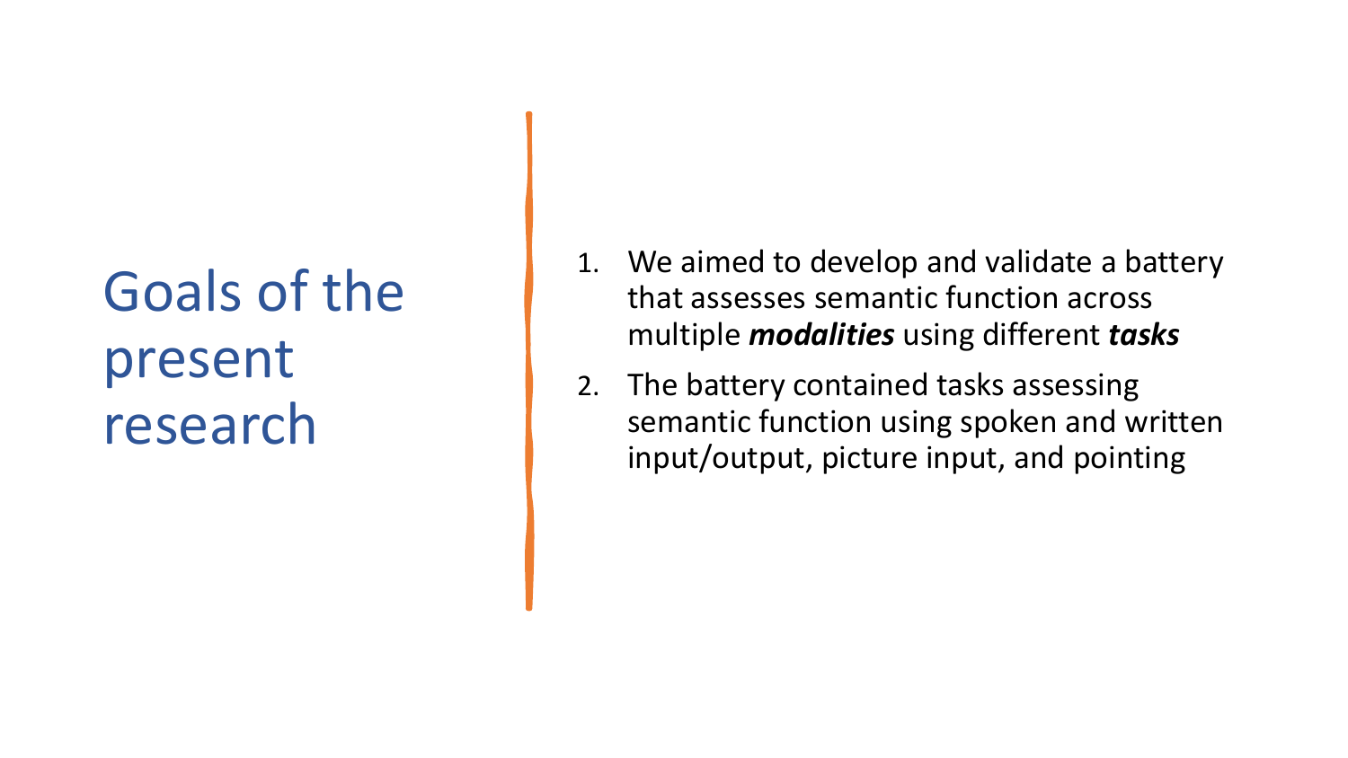# Goals of the present research

1. We aimed to develop and validate a battery that assesses semantic function across multiple ***modalities*** using different ***tasks***
2. The battery contained tasks assessing semantic function using spoken and written input/output, picture input, and pointing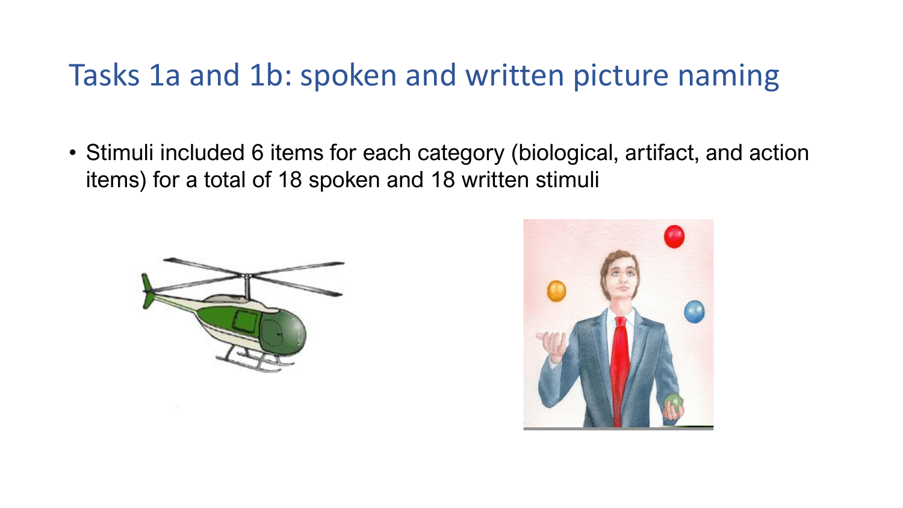# Tasks 1a and 1b: spoken and written picture naming

- Stimuli included 6 items for each category (biological, artifact, and action items) for a total of 18 spoken and 18 written stimuli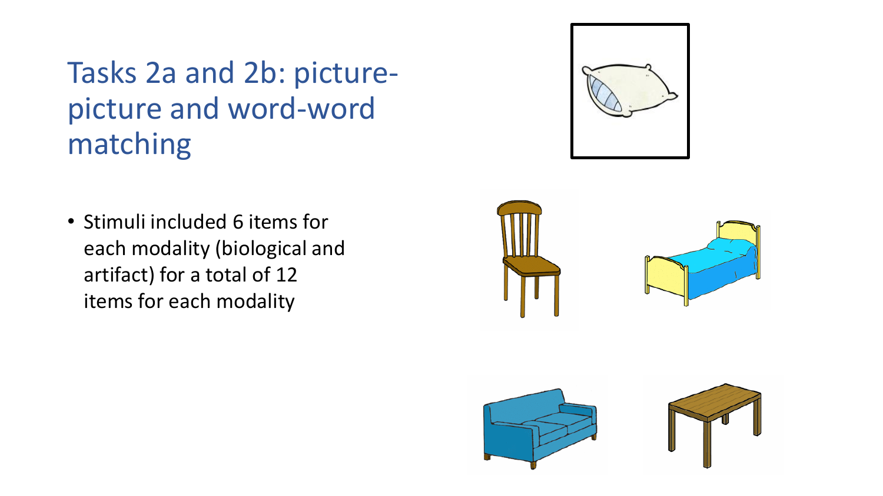# Tasks 2a and 2b: picture-picture and word-word matching

- Stimuli included 6 items for each modality (biological and artifact) for a total of 12 items for each modality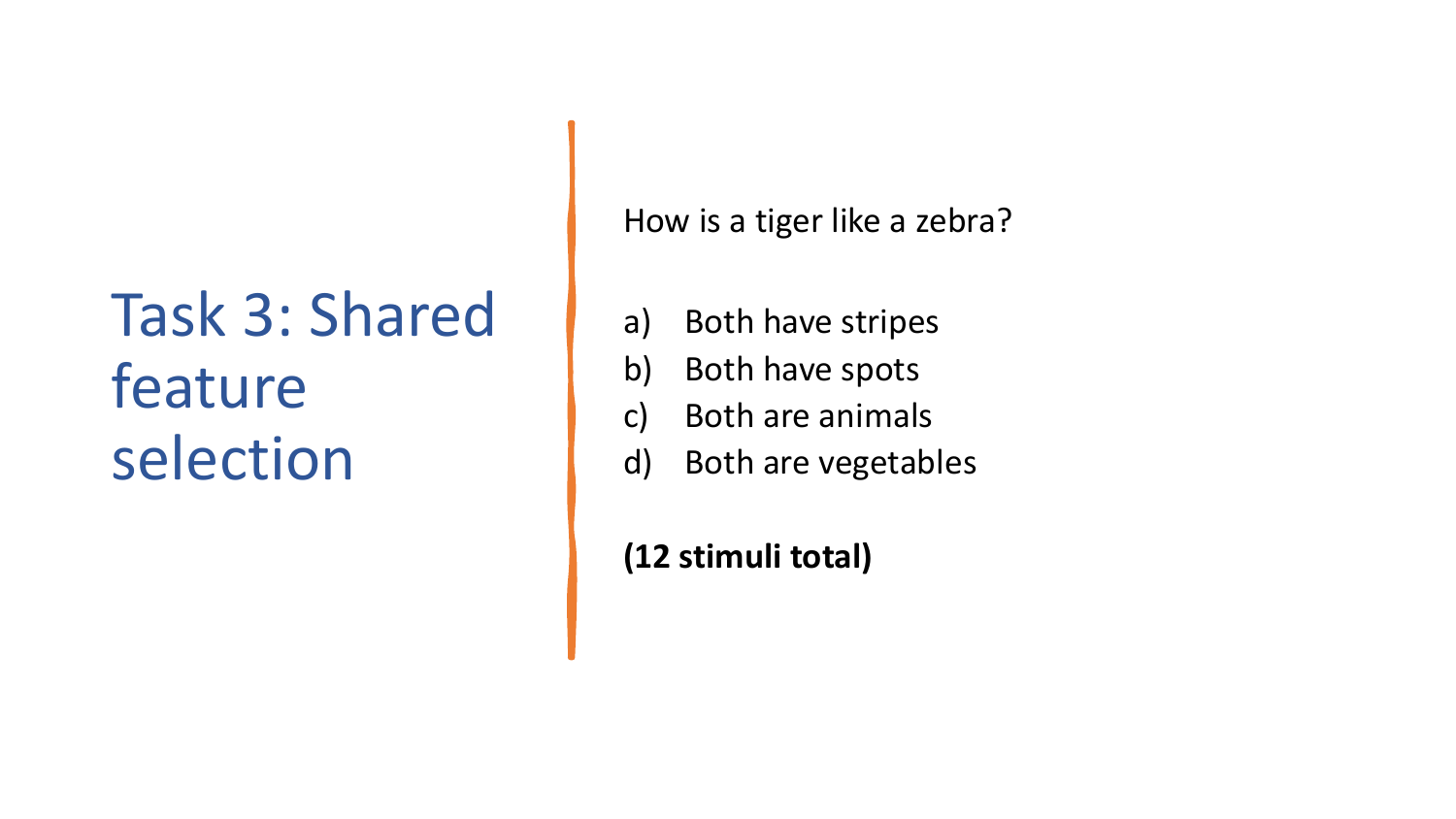# Task 3: Shared feature selection

How is a tiger like a zebra?

a) Both have stripes
b) Both have spots
c) Both are animals
d) Both are vegetables

**(12 stimuli total)**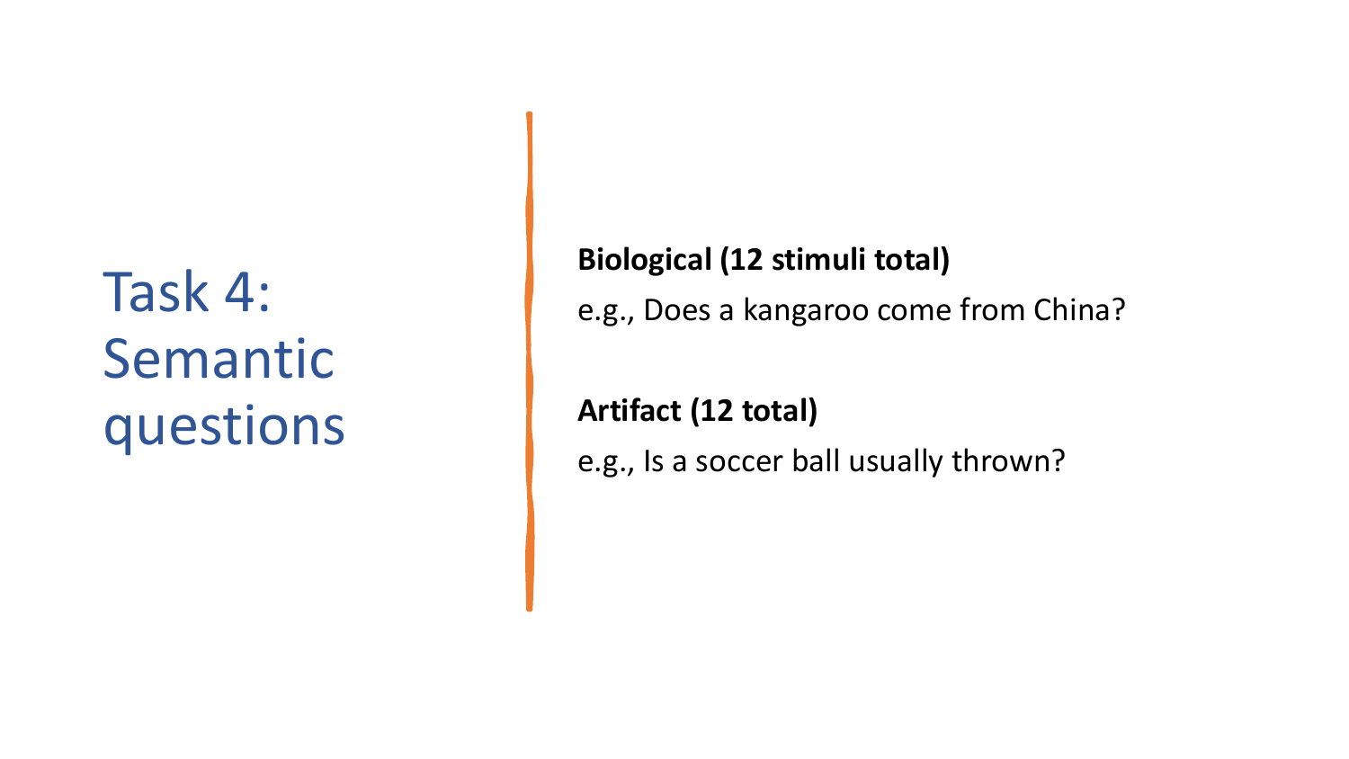# Task 4: Semantic questions

**Biological (12 stimuli total)**

e.g., Does a kangaroo come from China?

**Artifact (12 total)**

e.g., Is a soccer ball usually thrown?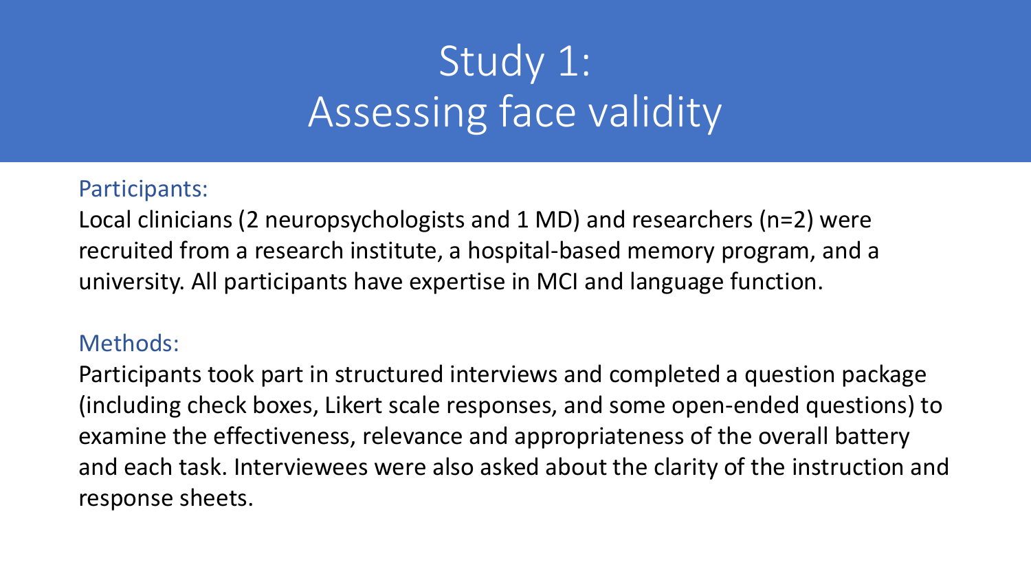# Study 1: Assessing face validity

### Participants:

Local clinicians (2 neuropsychologists and 1 MD) and researchers (n=2) were recruited from a research institute, a hospital-based memory program, and a university. All participants have expertise in MCI and language function.

### Methods:

Participants took part in structured interviews and completed a question package (including check boxes, Likert scale responses, and some open-ended questions) to examine the effectiveness, relevance and appropriateness of the overall battery and each task. Interviewees were also asked about the clarity of the instruction and response sheets.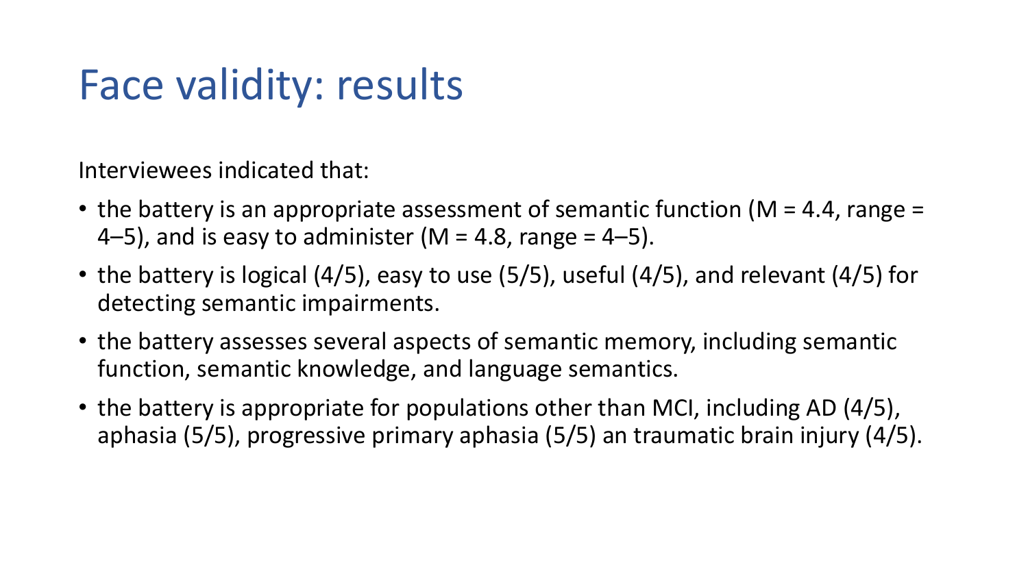# Face validity: results

Interviewees indicated that:

- the battery is an appropriate assessment of semantic function (M = 4.4, range = 4–5), and is easy to administer (M = 4.8, range = 4–5).
- the battery is logical (4/5), easy to use (5/5), useful (4/5), and relevant (4/5) for detecting semantic impairments.
- the battery assesses several aspects of semantic memory, including semantic function, semantic knowledge, and language semantics.
- the battery is appropriate for populations other than MCI, including AD (4/5), aphasia (5/5), progressive primary aphasia (5/5) an traumatic brain injury (4/5).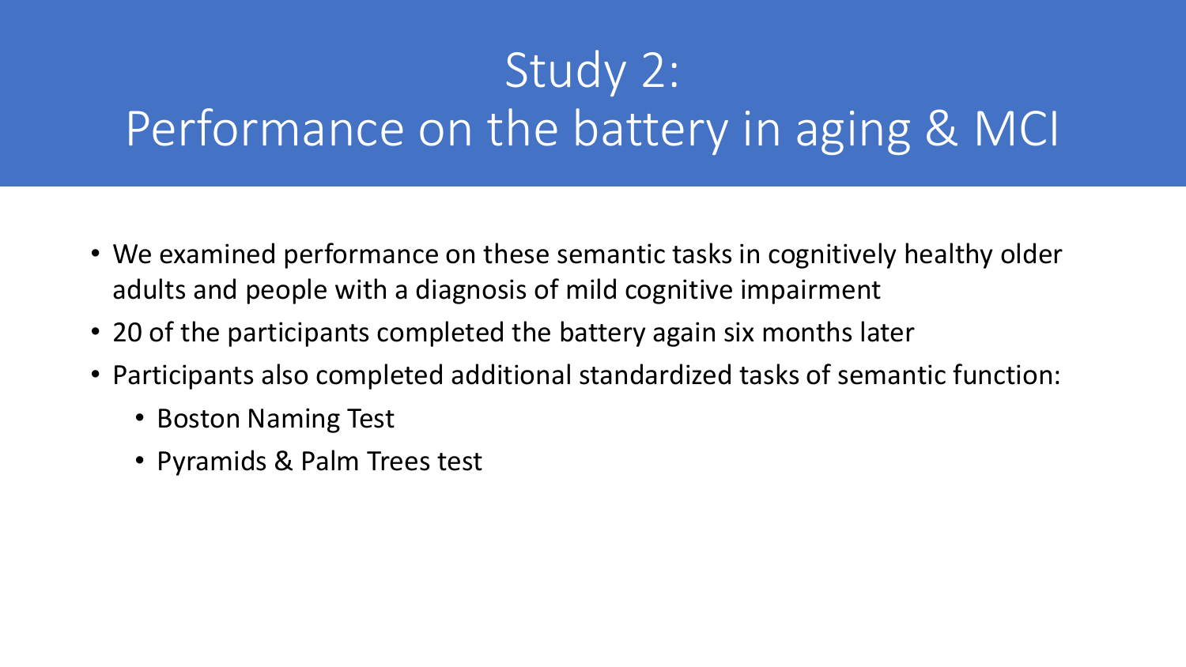# Study 2:
# Performance on the battery in aging & MCI

- We examined performance on these semantic tasks in cognitively healthy older adults and people with a diagnosis of mild cognitive impairment
- 20 of the participants completed the battery again six months later
- Participants also completed additional standardized tasks of semantic function:
  - Boston Naming Test
  - Pyramids & Palm Trees test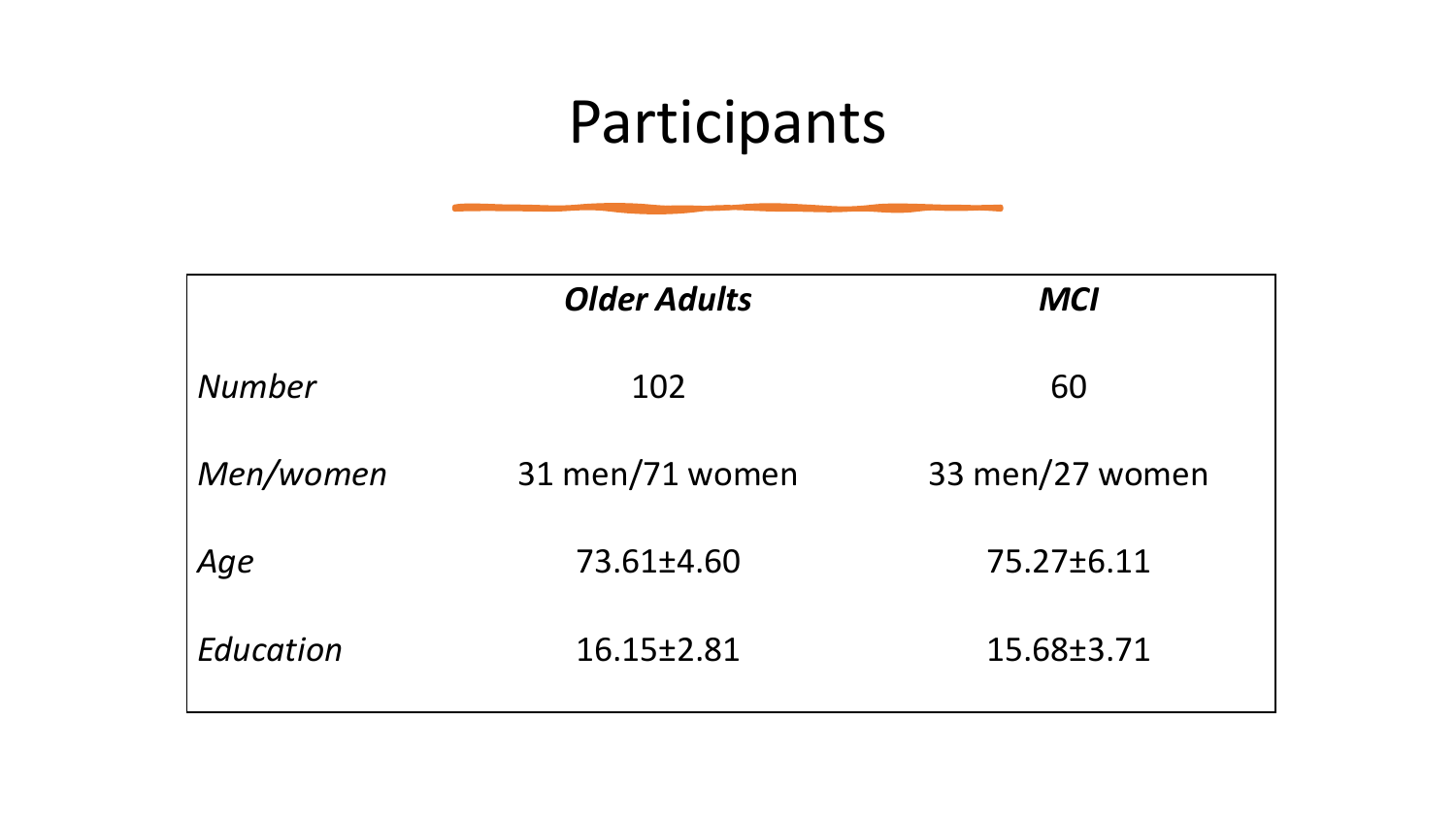# Participants

| | ***Older Adults*** | ***MCI*** |
|---|---|---|
| *Number* | 102 | 60 |
| *Men/women* | 31 men/71 women | 33 men/27 women |
| *Age* | 73.61±4.60 | 75.27±6.11 |
| *Education* | 16.15±2.81 | 15.68±3.71 |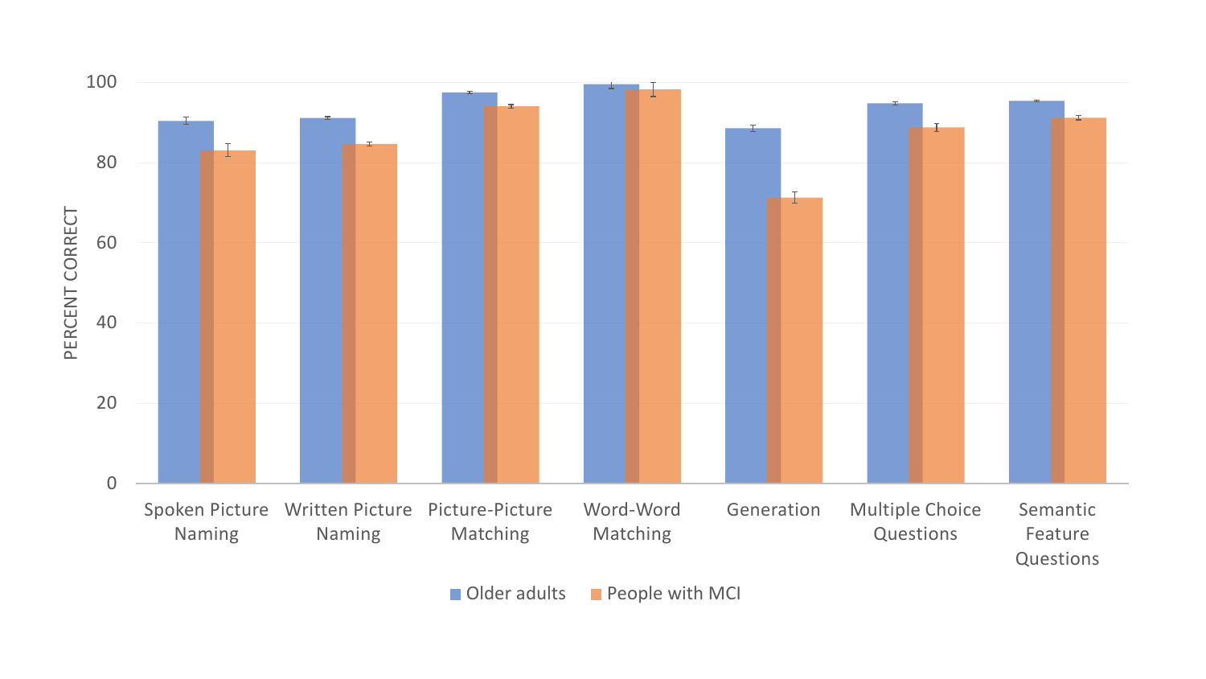PERCENT CORRECT

100

80

60

40

20

0

Spoken Picture Naming | Written Picture Naming | Picture-Picture Matching | Word-Word Matching | Generation | Multiple Choice Questions | Semantic Feature Questions

■ Older adults ■ People with MCI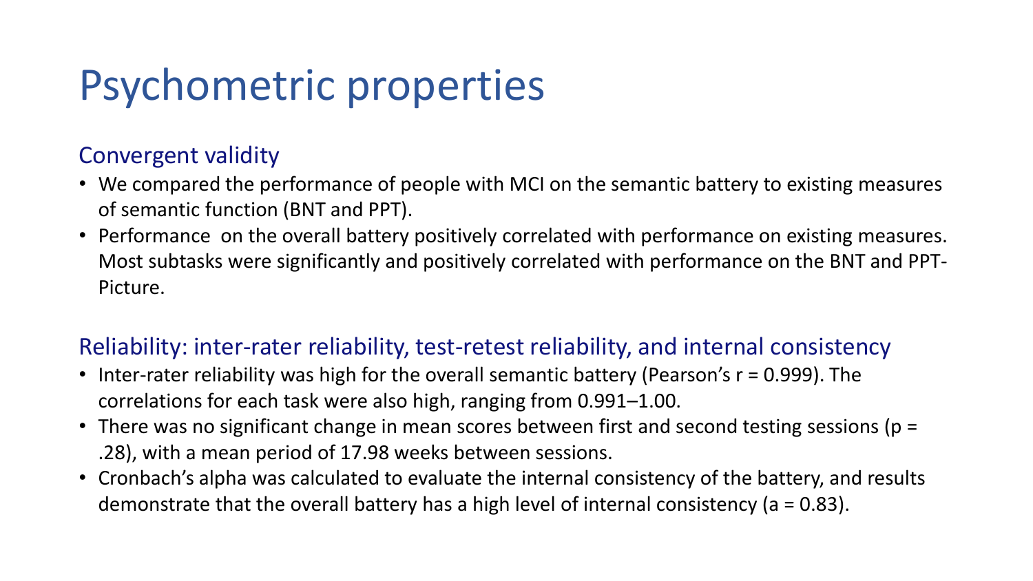# Psychometric properties

## Convergent validity

- We compared the performance of people with MCI on the semantic battery to existing measures of semantic function (BNT and PPT).
- Performance on the overall battery positively correlated with performance on existing measures. Most subtasks were significantly and positively correlated with performance on the BNT and PPT-Picture.

## Reliability: inter-rater reliability, test-retest reliability, and internal consistency

- Inter-rater reliability was high for the overall semantic battery (Pearson's $r = 0.999$). The correlations for each task were also high, ranging from 0.991–1.00.
- There was no significant change in mean scores between first and second testing sessions ($p = .28$), with a mean period of 17.98 weeks between sessions.
- Cronbach's alpha was calculated to evaluate the internal consistency of the battery, and results demonstrate that the overall battery has a high level of internal consistency ($a = 0.83$).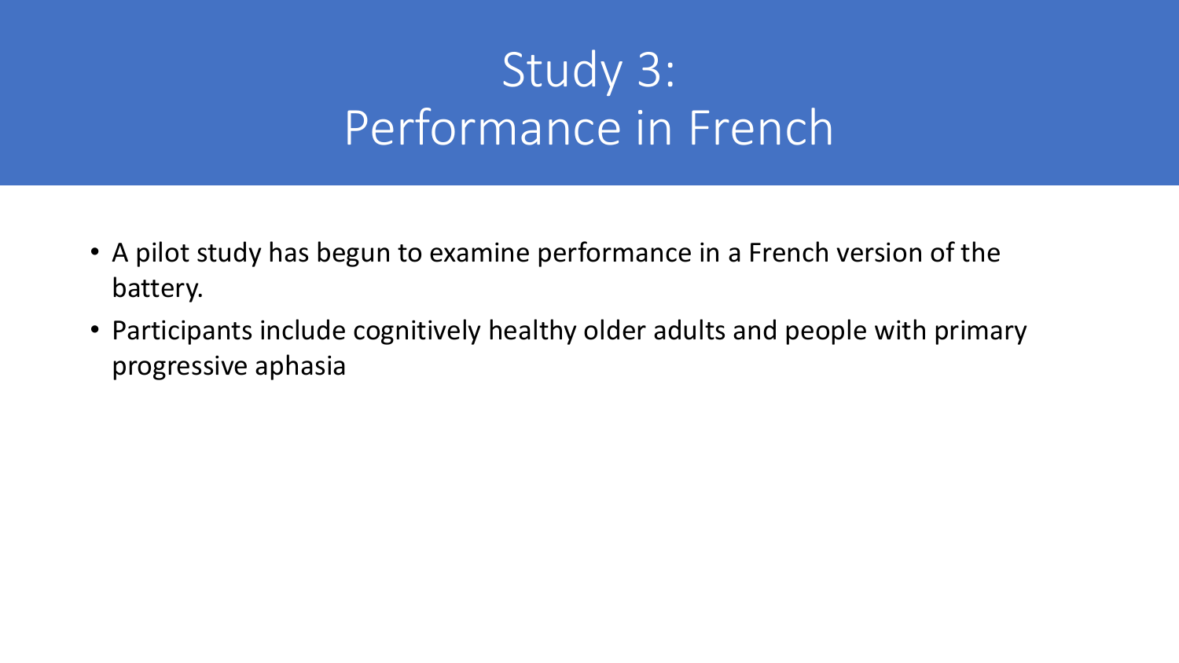# Study 3:
# Performance in French

- A pilot study has begun to examine performance in a French version of the battery.
- Participants include cognitively healthy older adults and people with primary progressive aphasia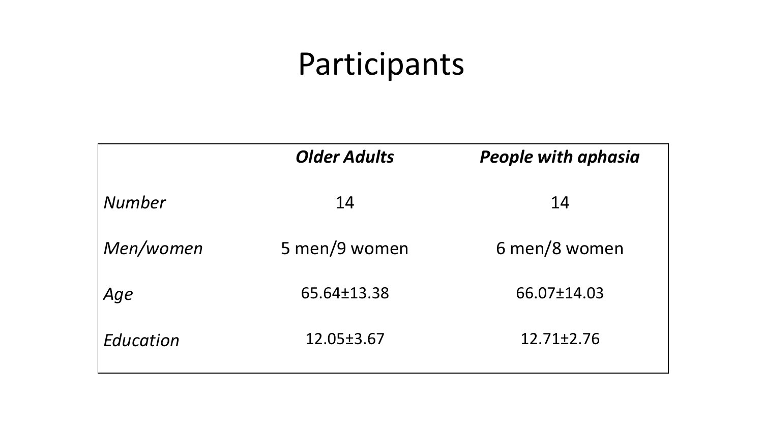# Participants

| | *Older Adults* | *People with aphasia* |
|---|---|---|
| *Number* | 14 | 14 |
| *Men/women* | 5 men/9 women | 6 men/8 women |
| *Age* | 65.64±13.38 | 66.07±14.03 |
| *Education* | 12.05±3.67 | 12.71±2.76 |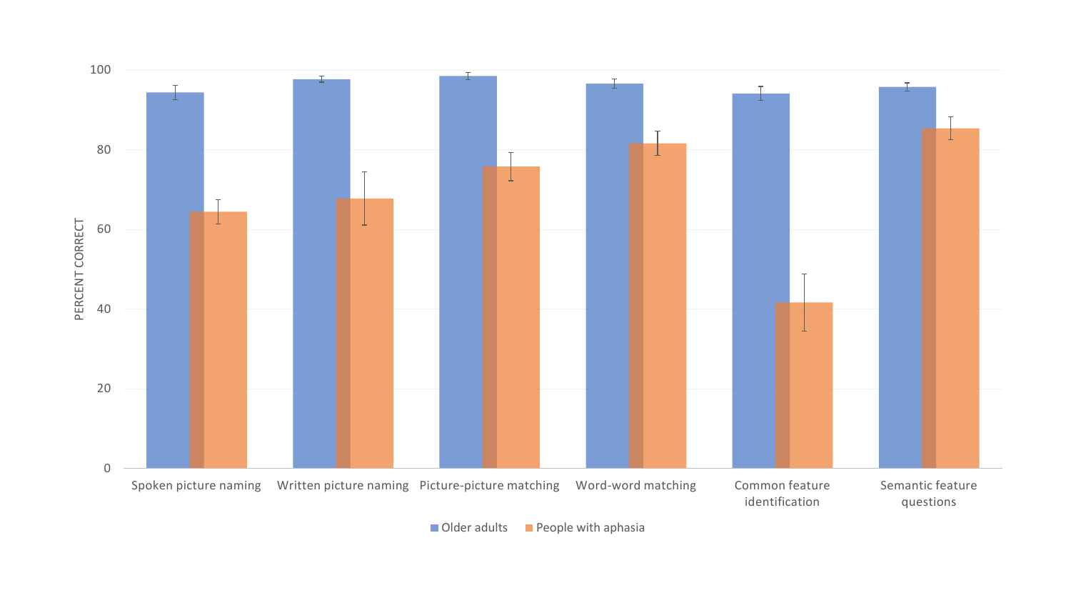PERCENT CORRECT

100

80

60

40

20

0

Spoken picture naming | Written picture naming | Picture-picture matching | Word-word matching | Common feature identification | Semantic feature questions

Older adults | People with aphasia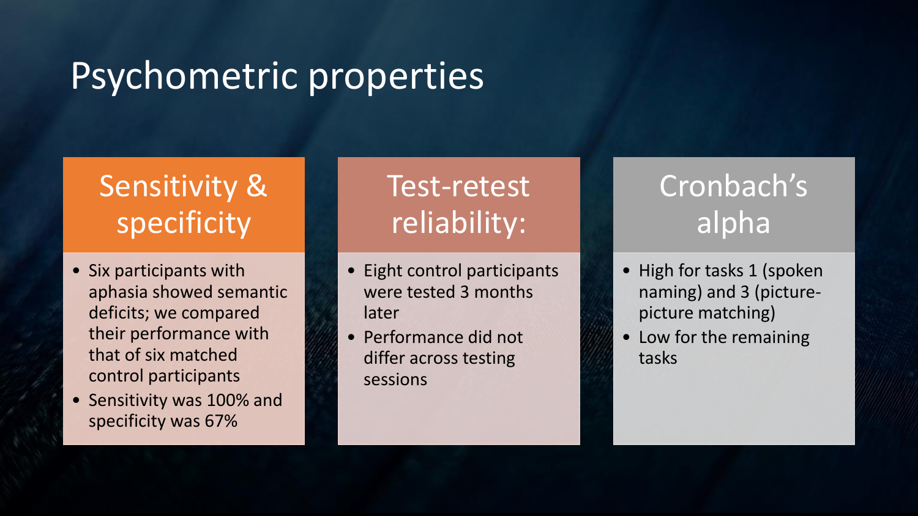# Psychometric properties

## Sensitivity & specificity

- Six participants with aphasia showed semantic deficits; we compared their performance with that of six matched control participants
- Sensitivity was 100% and specificity was 67%

## Test-retest reliability:

- Eight control participants were tested 3 months later
- Performance did not differ across testing sessions

## Cronbach's alpha

- High for tasks 1 (spoken naming) and 3 (picture-picture matching)
- Low for the remaining tasks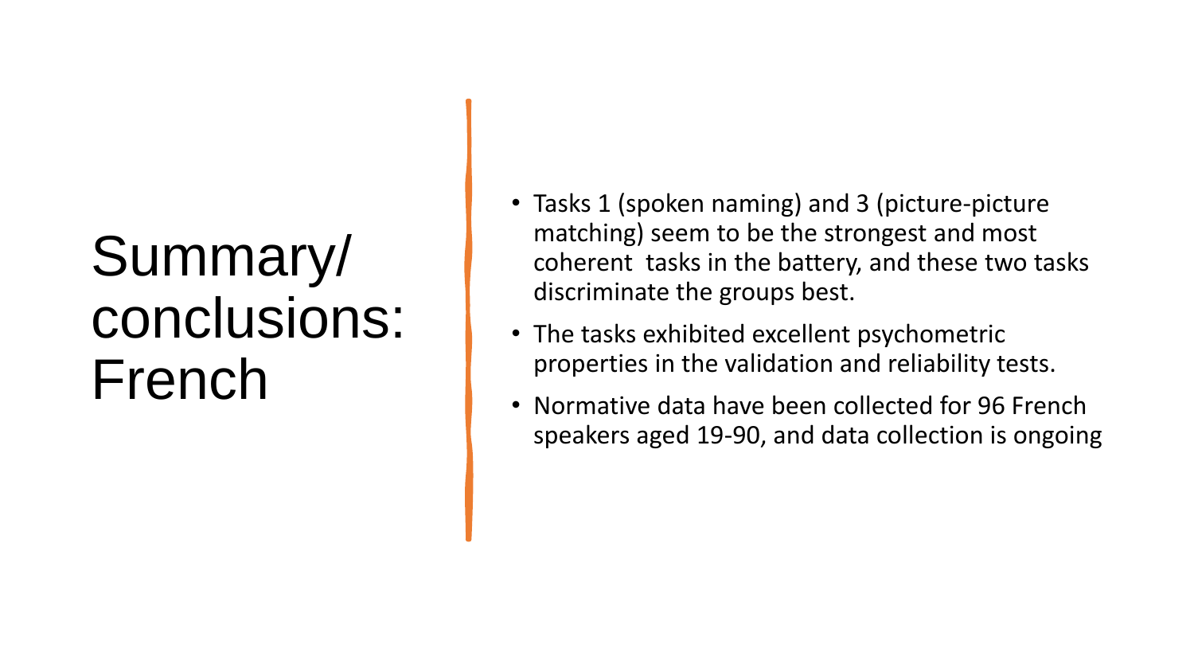# Summary/ conclusions: French

- Tasks 1 (spoken naming) and 3 (picture-picture matching) seem to be the strongest and most coherent tasks in the battery, and these two tasks discriminate the groups best.
- The tasks exhibited excellent psychometric properties in the validation and reliability tests.
- Normative data have been collected for 96 French speakers aged 19-90, and data collection is ongoing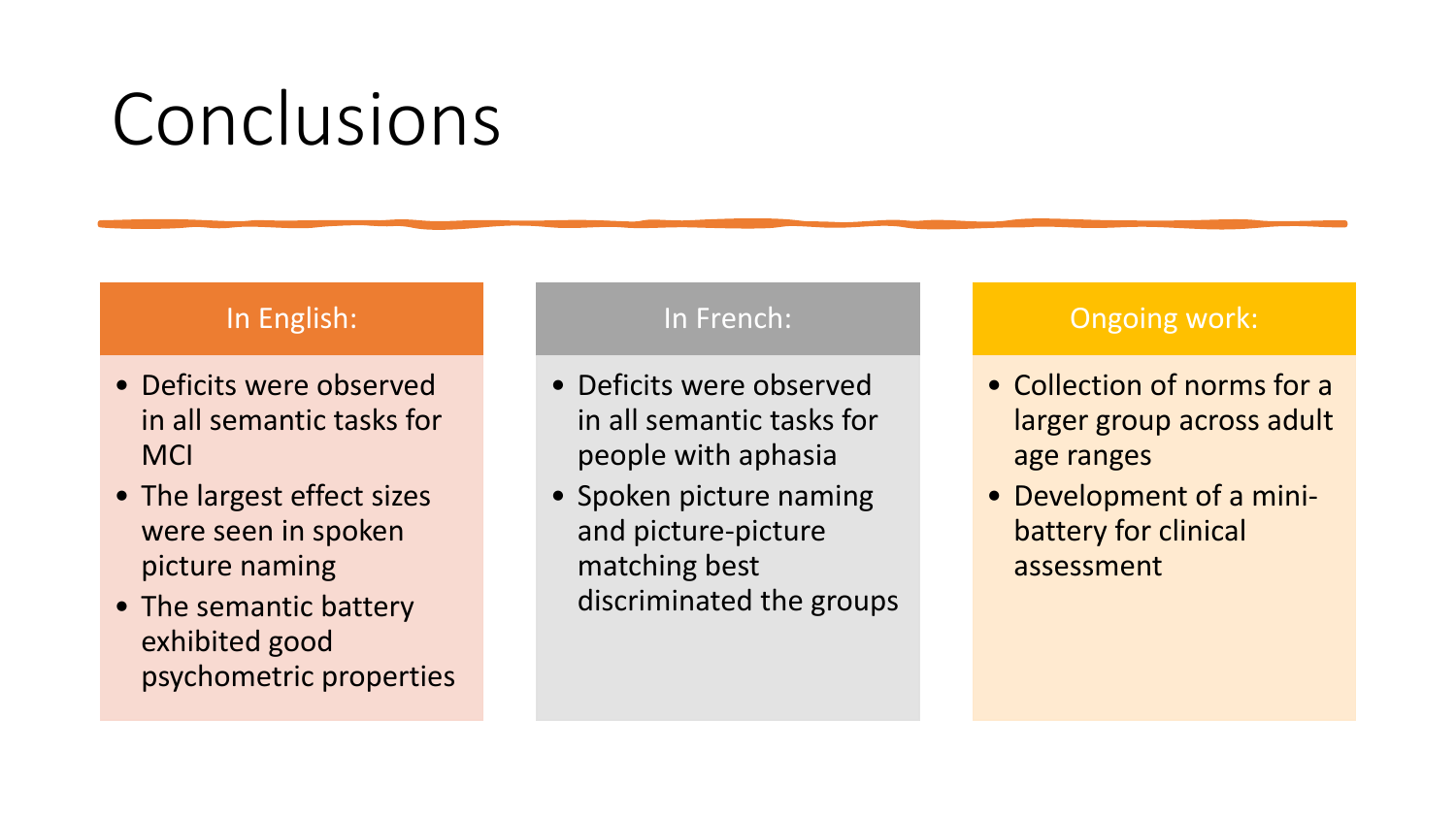# Conclusions

## In English:

- Deficits were observed in all semantic tasks for MCI
- The largest effect sizes were seen in spoken picture naming
- The semantic battery exhibited good psychometric properties

## In French:

- Deficits were observed in all semantic tasks for people with aphasia
- Spoken picture naming and picture-picture matching best discriminated the groups

## Ongoing work:

- Collection of norms for a larger group across adult age ranges
- Development of a mini-battery for clinical assessment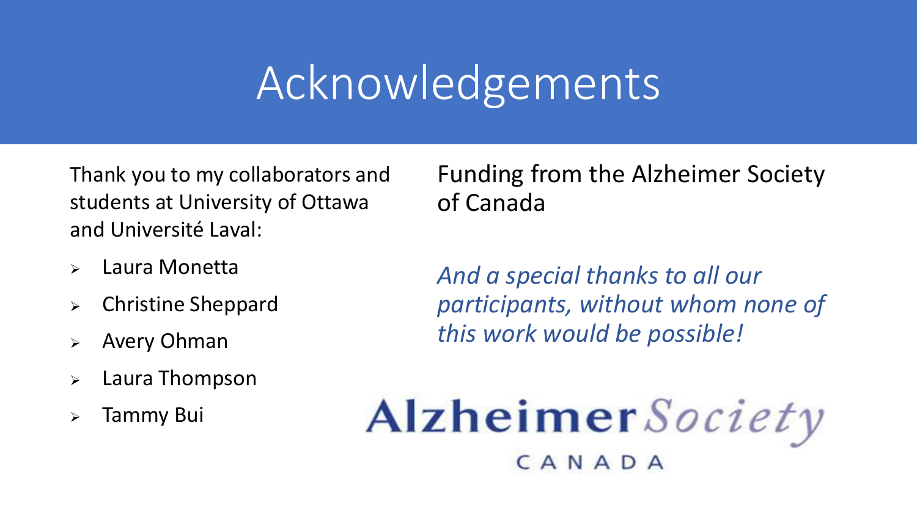# Acknowledgements

Thank you to my collaborators and students at University of Ottawa and Université Laval:

- Laura Monetta
- Christine Sheppard
- Avery Ohman
- Laura Thompson
- Tammy Bui

Funding from the Alzheimer Society of Canada

*And a special thanks to all our participants, without whom none of this work would be possible!*

Alzheimer Society

CANADA